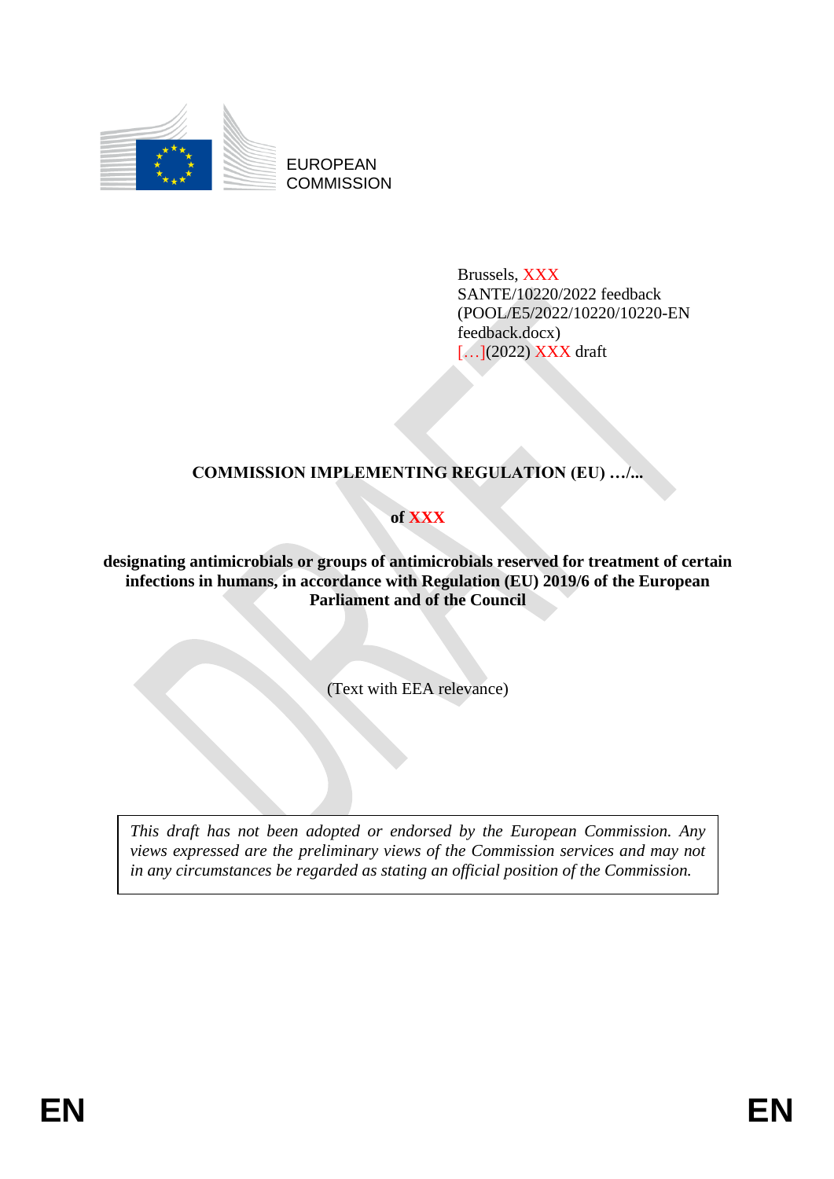EUROPEAN COMMISSION

Brussels, XXX
SANTE/10220/2022 feedback
(POOL/E5/2022/10220/10220-EN feedback.docx)
[…](2022) XXX draft

# COMMISSION IMPLEMENTING REGULATION (EU) …/...

**of XXX**

**designating antimicrobials or groups of antimicrobials reserved for treatment of certain infections in humans, in accordance with Regulation (EU) 2019/6 of the European Parliament and of the Council**

(Text with EEA relevance)

*This draft has not been adopted or endorsed by the European Commission. Any views expressed are the preliminary views of the Commission services and may not in any circumstances be regarded as stating an official position of the Commission.*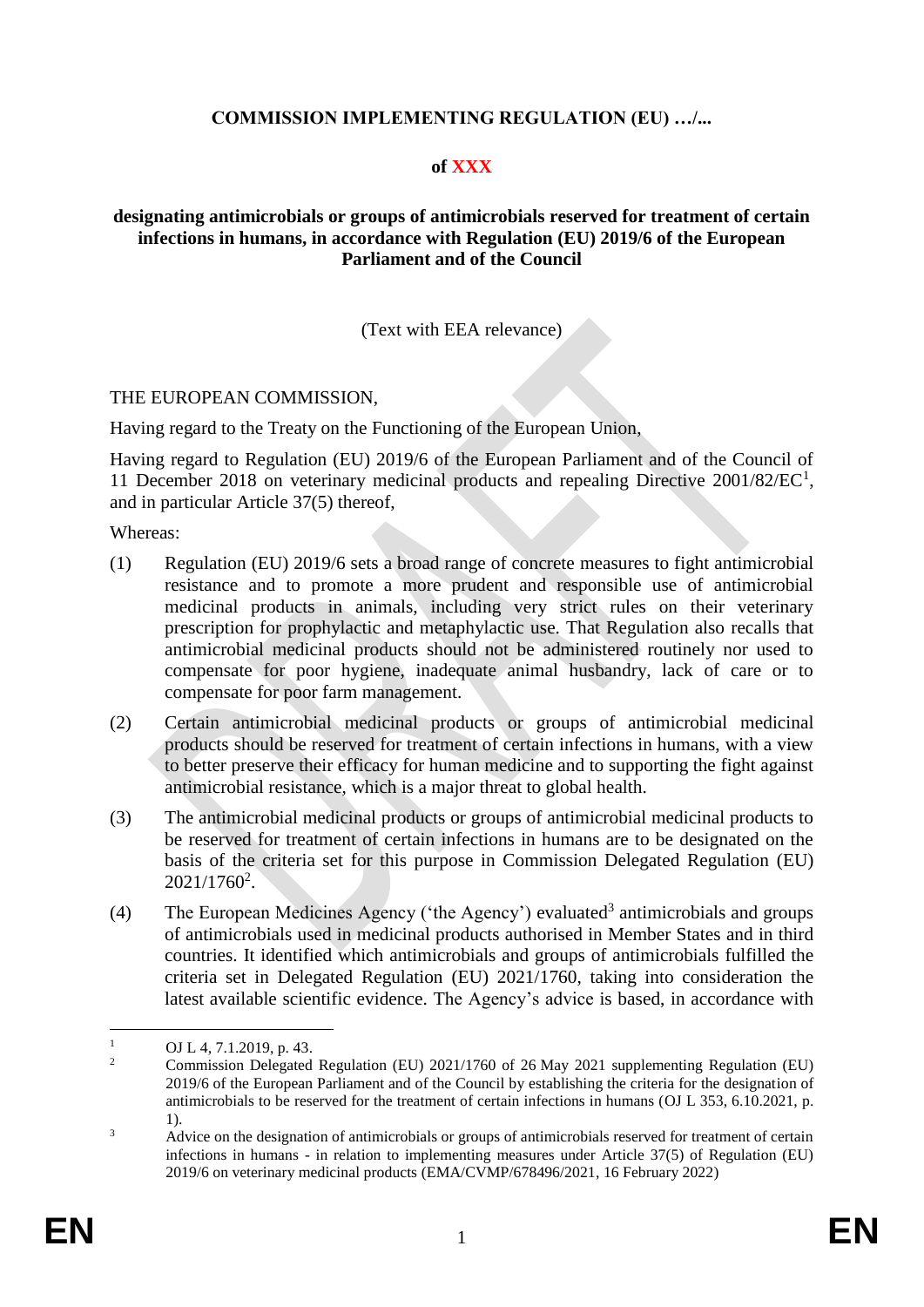**COMMISSION IMPLEMENTING REGULATION (EU) …/...**

**of XXX**

**designating antimicrobials or groups of antimicrobials reserved for treatment of certain infections in humans, in accordance with Regulation (EU) 2019/6 of the European Parliament and of the Council**

(Text with EEA relevance)

THE EUROPEAN COMMISSION,

Having regard to the Treaty on the Functioning of the European Union,

Having regard to Regulation (EU) 2019/6 of the European Parliament and of the Council of 11 December 2018 on veterinary medicinal products and repealing Directive 2001/82/EC[1], and in particular Article 37(5) thereof,

Whereas:

(1) Regulation (EU) 2019/6 sets a broad range of concrete measures to fight antimicrobial resistance and to promote a more prudent and responsible use of antimicrobial medicinal products in animals, including very strict rules on their veterinary prescription for prophylactic and metaphylactic use. That Regulation also recalls that antimicrobial medicinal products should not be administered routinely nor used to compensate for poor hygiene, inadequate animal husbandry, lack of care or to compensate for poor farm management.

(2) Certain antimicrobial medicinal products or groups of antimicrobial medicinal products should be reserved for treatment of certain infections in humans, with a view to better preserve their efficacy for human medicine and to supporting the fight against antimicrobial resistance, which is a major threat to global health.

(3) The antimicrobial medicinal products or groups of antimicrobial medicinal products to be reserved for treatment of certain infections in humans are to be designated on the basis of the criteria set for this purpose in Commission Delegated Regulation (EU) 2021/1760[2].

(4) The European Medicines Agency ('the Agency') evaluated[3] antimicrobials and groups of antimicrobials used in medicinal products authorised in Member States and in third countries. It identified which antimicrobials and groups of antimicrobials fulfilled the criteria set in Delegated Regulation (EU) 2021/1760, taking into consideration the latest available scientific evidence. The Agency's advice is based, in accordance with

---

[1] OJ L 4, 7.1.2019, p. 43.

[2] Commission Delegated Regulation (EU) 2021/1760 of 26 May 2021 supplementing Regulation (EU) 2019/6 of the European Parliament and of the Council by establishing the criteria for the designation of antimicrobials to be reserved for the treatment of certain infections in humans (OJ L 353, 6.10.2021, p. 1).

[3] Advice on the designation of antimicrobials or groups of antimicrobials reserved for treatment of certain infections in humans - in relation to implementing measures under Article 37(5) of Regulation (EU) 2019/6 on veterinary medicinal products (EMA/CVMP/678496/2021, 16 February 2022)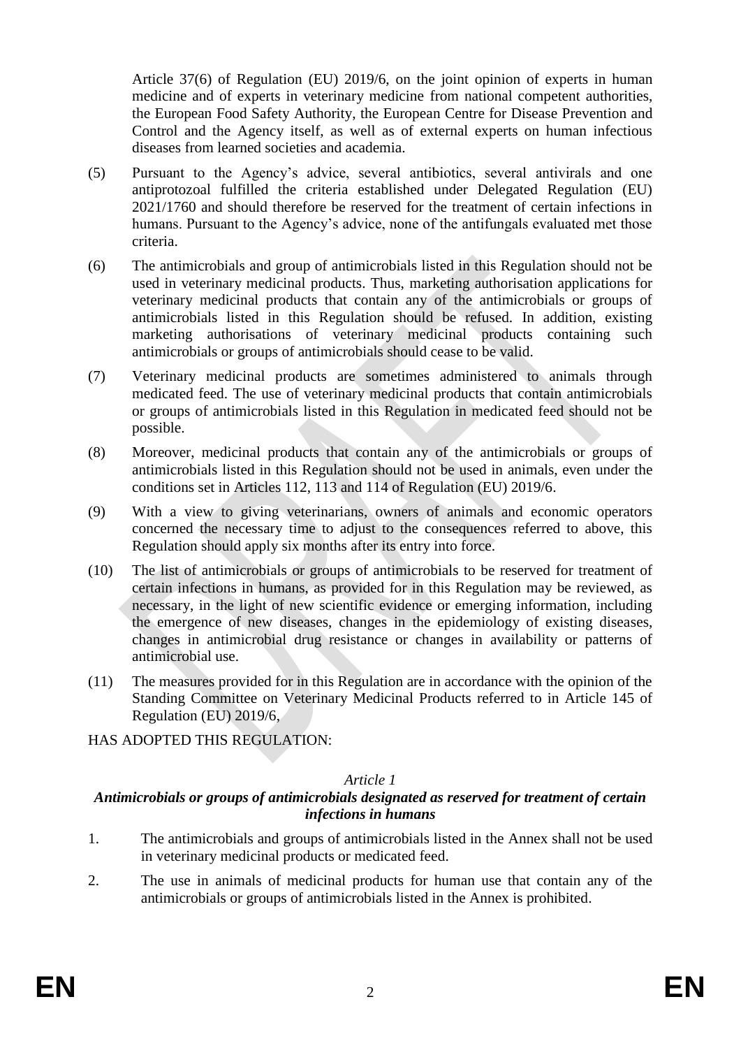Article 37(6) of Regulation (EU) 2019/6, on the joint opinion of experts in human medicine and of experts in veterinary medicine from national competent authorities, the European Food Safety Authority, the European Centre for Disease Prevention and Control and the Agency itself, as well as of external experts on human infectious diseases from learned societies and academia.

(5) Pursuant to the Agency's advice, several antibiotics, several antivirals and one antiprotozoal fulfilled the criteria established under Delegated Regulation (EU) 2021/1760 and should therefore be reserved for the treatment of certain infections in humans. Pursuant to the Agency's advice, none of the antifungals evaluated met those criteria.

(6) The antimicrobials and group of antimicrobials listed in this Regulation should not be used in veterinary medicinal products. Thus, marketing authorisation applications for veterinary medicinal products that contain any of the antimicrobials or groups of antimicrobials listed in this Regulation should be refused. In addition, existing marketing authorisations of veterinary medicinal products containing such antimicrobials or groups of antimicrobials should cease to be valid.

(7) Veterinary medicinal products are sometimes administered to animals through medicated feed. The use of veterinary medicinal products that contain antimicrobials or groups of antimicrobials listed in this Regulation in medicated feed should not be possible.

(8) Moreover, medicinal products that contain any of the antimicrobials or groups of antimicrobials listed in this Regulation should not be used in animals, even under the conditions set in Articles 112, 113 and 114 of Regulation (EU) 2019/6.

(9) With a view to giving veterinarians, owners of animals and economic operators concerned the necessary time to adjust to the consequences referred to above, this Regulation should apply six months after its entry into force.

(10) The list of antimicrobials or groups of antimicrobials to be reserved for treatment of certain infections in humans, as provided for in this Regulation may be reviewed, as necessary, in the light of new scientific evidence or emerging information, including the emergence of new diseases, changes in the epidemiology of existing diseases, changes in antimicrobial drug resistance or changes in availability or patterns of antimicrobial use.

(11) The measures provided for in this Regulation are in accordance with the opinion of the Standing Committee on Veterinary Medicinal Products referred to in Article 145 of Regulation (EU) 2019/6,

HAS ADOPTED THIS REGULATION:

*Article 1*

***Antimicrobials or groups of antimicrobials designated as reserved for treatment of certain infections in humans***

1. The antimicrobials and groups of antimicrobials listed in the Annex shall not be used in veterinary medicinal products or medicated feed.

2. The use in animals of medicinal products for human use that contain any of the antimicrobials or groups of antimicrobials listed in the Annex is prohibited.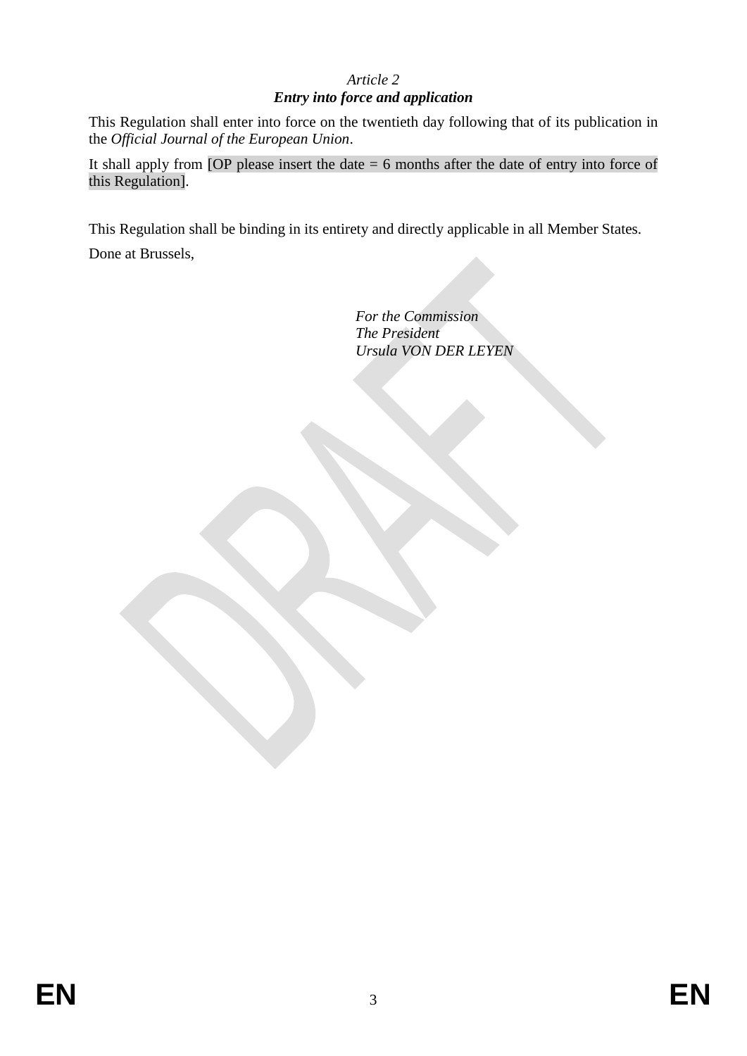*Article 2*

***Entry into force and application***

This Regulation shall enter into force on the twentieth day following that of its publication in the *Official Journal of the European Union*.

It shall apply from [OP please insert the date = 6 months after the date of entry into force of this Regulation].

This Regulation shall be binding in its entirety and directly applicable in all Member States.

Done at Brussels,

*For the Commission*
*The President*
*Ursula VON DER LEYEN*